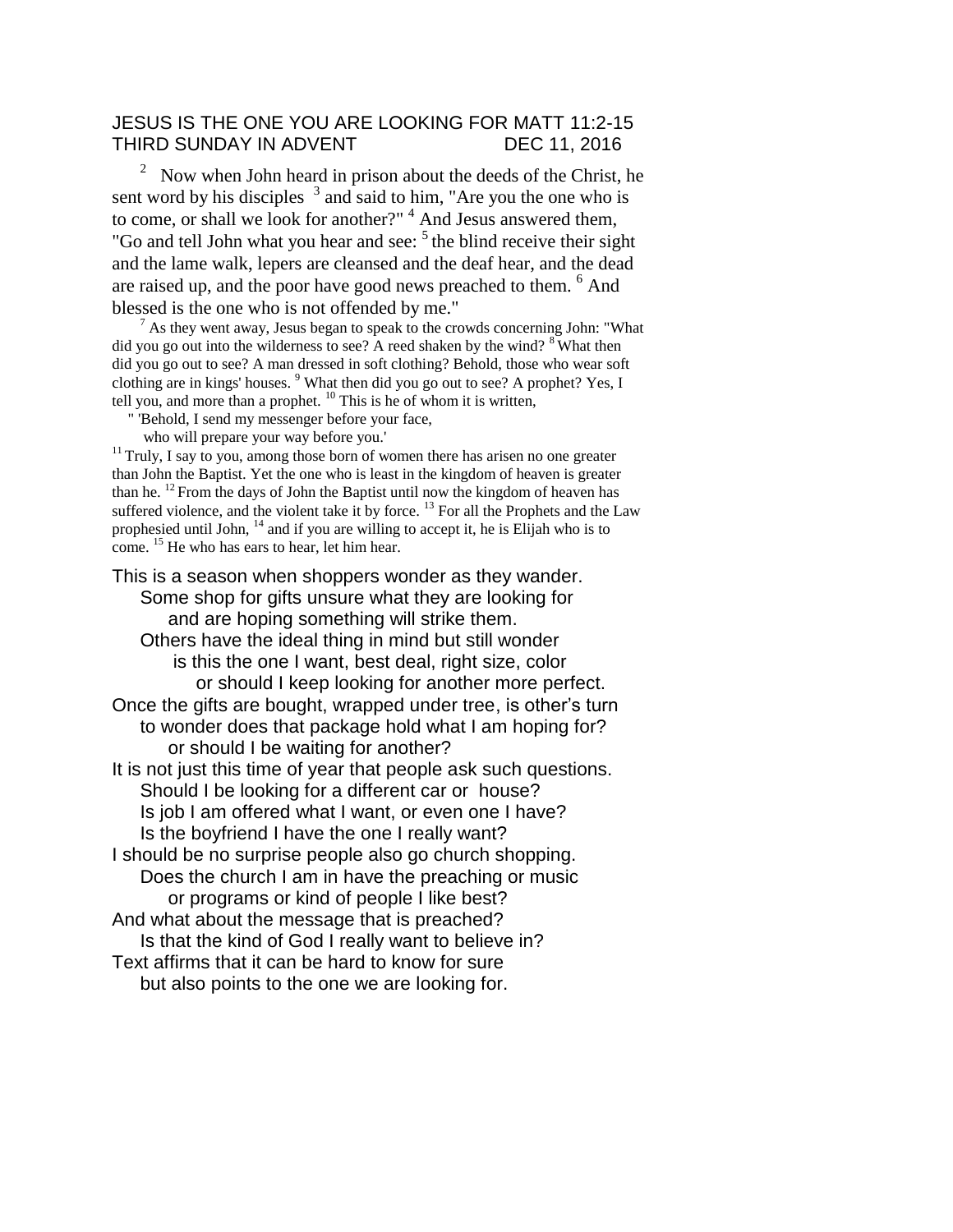# JESUS IS THE ONE YOU ARE LOOKING FOR MATT 11:2-15
## THIRD SUNDAY IN ADVENT DEC 11, 2016

[2] Now when John heard in prison about the deeds of the Christ, he sent word by his disciples [3] and said to him, "Are you the one who is to come, or shall we look for another?" [4] And Jesus answered them, "Go and tell John what you hear and see: [5] the blind receive their sight and the lame walk, lepers are cleansed and the deaf hear, and the dead are raised up, and the poor have good news preached to them. [6] And blessed is the one who is not offended by me."

[7] As they went away, Jesus began to speak to the crowds concerning John: "What did you go out into the wilderness to see? A reed shaken by the wind? [8] What then did you go out to see? A man dressed in soft clothing? Behold, those who wear soft clothing are in kings' houses. [9] What then did you go out to see? A prophet? Yes, I tell you, and more than a prophet. [10] This is he of whom it is written,

" 'Behold, I send my messenger before your face,
who will prepare your way before you.'

[11] Truly, I say to you, among those born of women there has arisen no one greater than John the Baptist. Yet the one who is least in the kingdom of heaven is greater than he. [12] From the days of John the Baptist until now the kingdom of heaven has suffered violence, and the violent take it by force. [13] For all the Prophets and the Law prophesied until John, [14] and if you are willing to accept it, he is Elijah who is to come. [15] He who has ears to hear, let him hear.

This is a season when shoppers wonder as they wander.
Some shop for gifts unsure what they are looking for
and are hoping something will strike them.
Others have the ideal thing in mind but still wonder
is this the one I want, best deal, right size, color
or should I keep looking for another more perfect.
Once the gifts are bought, wrapped under tree, is other's turn
to wonder does that package hold what I am hoping for?
or should I be waiting for another?
It is not just this time of year that people ask such questions.
Should I be looking for a different car or house?
Is job I am offered what I want, or even one I have?
Is the boyfriend I have the one I really want?
I should be no surprise people also go church shopping.
Does the church I am in have the preaching or music
or programs or kind of people I like best?
And what about the message that is preached?
Is that the kind of God I really want to believe in?
Text affirms that it can be hard to know for sure
but also points to the one we are looking for.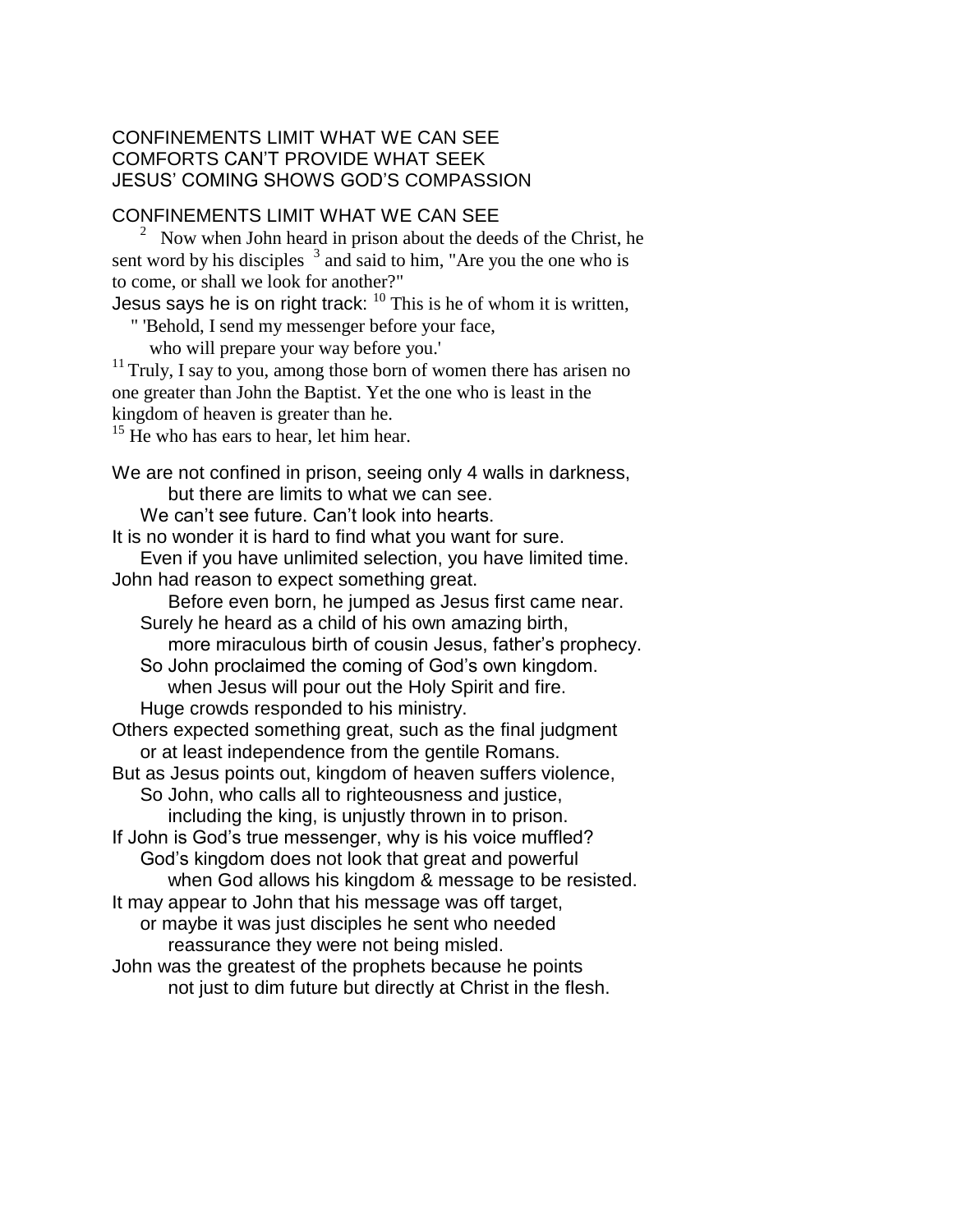CONFINEMENTS LIMIT WHAT WE CAN SEE
COMFORTS CAN'T PROVIDE WHAT SEEK
JESUS' COMING SHOWS GOD'S COMPASSION

CONFINEMENTS LIMIT WHAT WE CAN SEE

[2] Now when John heard in prison about the deeds of the Christ, he sent word by his disciples [3] and said to him, "Are you the one who is to come, or shall we look for another?"

Jesus says he is on right track: [10] This is he of whom it is written,

" 'Behold, I send my messenger before your face,
who will prepare your way before you.'

[11] Truly, I say to you, among those born of women there has arisen no one greater than John the Baptist. Yet the one who is least in the kingdom of heaven is greater than he.

[15] He who has ears to hear, let him hear.

We are not confined in prison, seeing only 4 walls in darkness,
but there are limits to what we can see.
We can't see future. Can't look into hearts.
It is no wonder it is hard to find what you want for sure.
Even if you have unlimited selection, you have limited time.
John had reason to expect something great.
Before even born, he jumped as Jesus first came near.
Surely he heard as a child of his own amazing birth,
more miraculous birth of cousin Jesus, father's prophecy.
So John proclaimed the coming of God's own kingdom.
when Jesus will pour out the Holy Spirit and fire.
Huge crowds responded to his ministry.
Others expected something great, such as the final judgment
or at least independence from the gentile Romans.
But as Jesus points out, kingdom of heaven suffers violence,
So John, who calls all to righteousness and justice,
including the king, is unjustly thrown in to prison.
If John is God's true messenger, why is his voice muffled?
God's kingdom does not look that great and powerful
when God allows his kingdom & message to be resisted.
It may appear to John that his message was off target,
or maybe it was just disciples he sent who needed
reassurance they were not being misled.
John was the greatest of the prophets because he points
not just to dim future but directly at Christ in the flesh.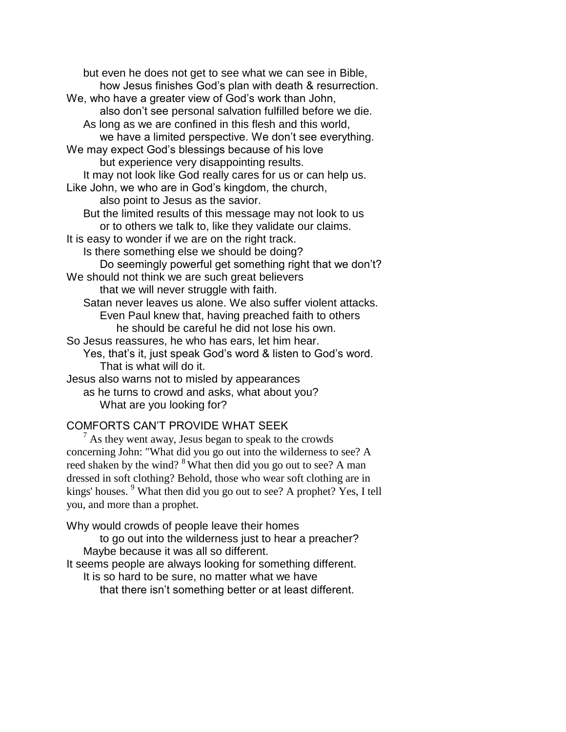but even he does not get to see what we can see in Bible,
how Jesus finishes God's plan with death & resurrection.
We, who have a greater view of God's work than John,
also don't see personal salvation fulfilled before we die.
As long as we are confined in this flesh and this world,
we have a limited perspective. We don't see everything.
We may expect God's blessings because of his love
but experience very disappointing results.
It may not look like God really cares for us or can help us.
Like John, we who are in God's kingdom, the church,
also point to Jesus as the savior.
But the limited results of this message may not look to us
or to others we talk to, like they validate our claims.
It is easy to wonder if we are on the right track.
Is there something else we should be doing?
Do seemingly powerful get something right that we don't?
We should not think we are such great believers
that we will never struggle with faith.
Satan never leaves us alone. We also suffer violent attacks.
Even Paul knew that, having preached faith to others
he should be careful he did not lose his own.
So Jesus reassures, he who has ears, let him hear.
Yes, that's it, just speak God's word & listen to God's word.
That is what will do it.
Jesus also warns not to misled by appearances
as he turns to crowd and asks, what about you?
What are you looking for?

COMFORTS CAN'T PROVIDE WHAT SEEK

[7] As they went away, Jesus began to speak to the crowds concerning John: "What did you go out into the wilderness to see? A reed shaken by the wind? [8] What then did you go out to see? A man dressed in soft clothing? Behold, those who wear soft clothing are in kings' houses. [9] What then did you go out to see? A prophet? Yes, I tell you, and more than a prophet.

Why would crowds of people leave their homes
to go out into the wilderness just to hear a preacher?
Maybe because it was all so different.
It seems people are always looking for something different.
It is so hard to be sure, no matter what we have
that there isn't something better or at least different.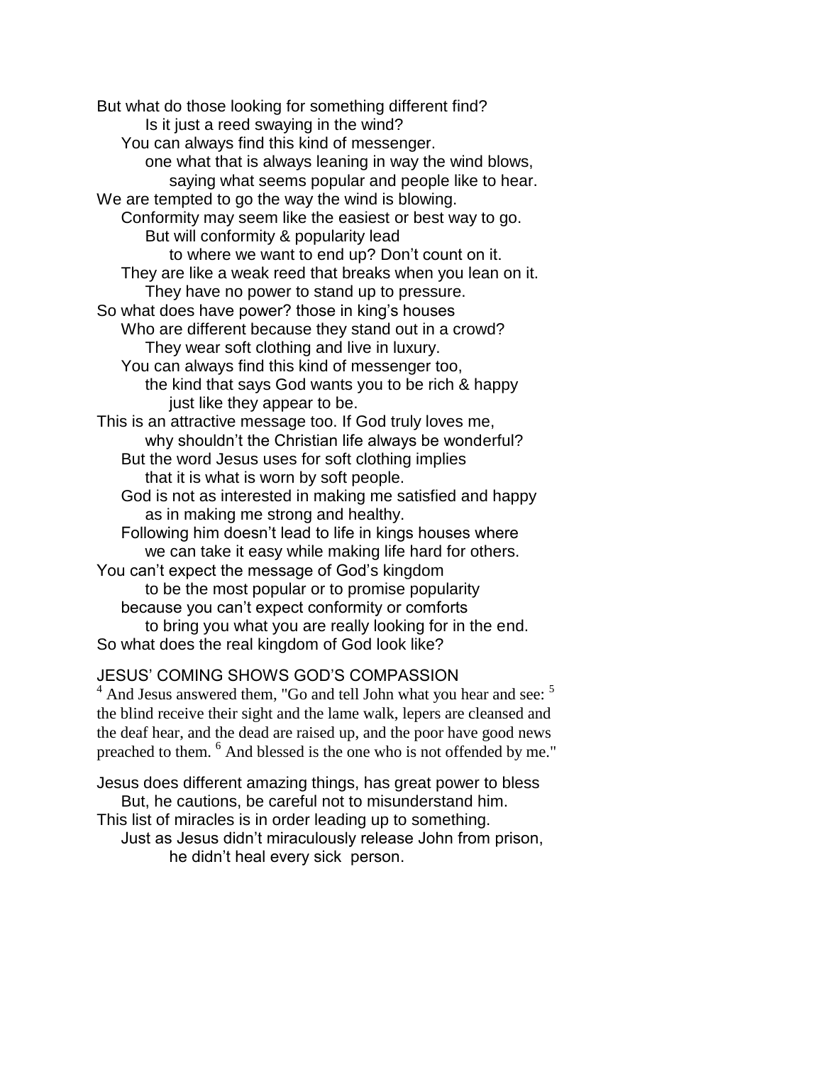But what do those looking for something different find?
Is it just a reed swaying in the wind?
You can always find this kind of messenger.
one what that is always leaning in way the wind blows,
saying what seems popular and people like to hear.
We are tempted to go the way the wind is blowing.
Conformity may seem like the easiest or best way to go.
But will conformity & popularity lead
to where we want to end up? Don't count on it.
They are like a weak reed that breaks when you lean on it.
They have no power to stand up to pressure.
So what does have power? those in king's houses
Who are different because they stand out in a crowd?
They wear soft clothing and live in luxury.
You can always find this kind of messenger too,
the kind that says God wants you to be rich & happy
just like they appear to be.
This is an attractive message too. If God truly loves me,
why shouldn't the Christian life always be wonderful?
But the word Jesus uses for soft clothing implies
that it is what is worn by soft people.
God is not as interested in making me satisfied and happy
as in making me strong and healthy.
Following him doesn't lead to life in kings houses where
we can take it easy while making life hard for others.
You can't expect the message of God's kingdom
to be the most popular or to promise popularity
because you can't expect conformity or comforts
to bring you what you are really looking for in the end.
So what does the real kingdom of God look like?

JESUS' COMING SHOWS GOD'S COMPASSION

[4] And Jesus answered them, "Go and tell John what you hear and see: [5] the blind receive their sight and the lame walk, lepers are cleansed and the deaf hear, and the dead are raised up, and the poor have good news preached to them. [6] And blessed is the one who is not offended by me."

Jesus does different amazing things, has great power to bless
But, he cautions, be careful not to misunderstand him.
This list of miracles is in order leading up to something.
Just as Jesus didn't miraculously release John from prison,
he didn't heal every sick person.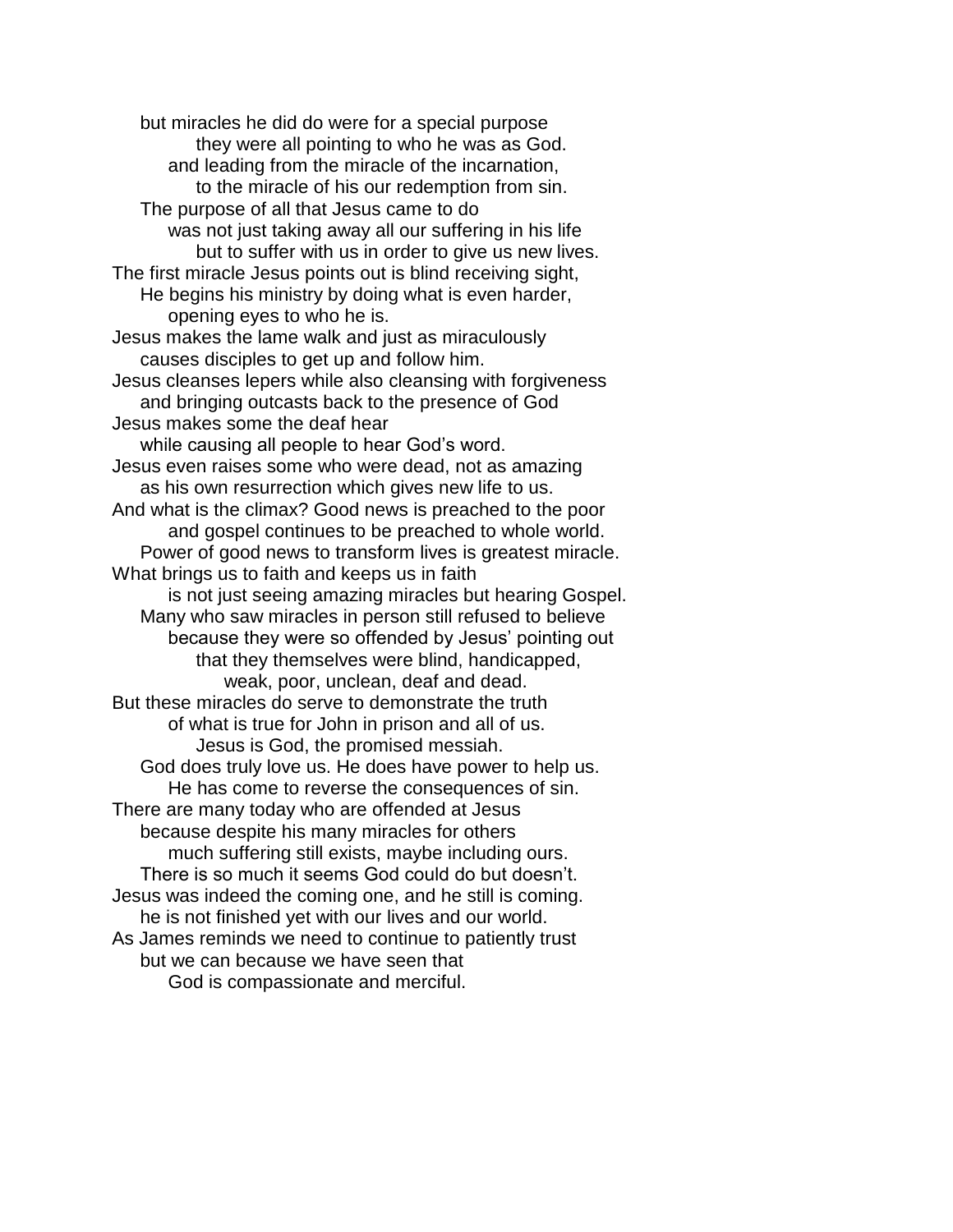but miracles he did do were for a special purpose
they were all pointing to who he was as God.
and leading from the miracle of the incarnation,
to the miracle of his our redemption from sin.
The purpose of all that Jesus came to do
was not just taking away all our suffering in his life
but to suffer with us in order to give us new lives.
The first miracle Jesus points out is blind receiving sight,
He begins his ministry by doing what is even harder,
opening eyes to who he is.
Jesus makes the lame walk and just as miraculously
causes disciples to get up and follow him.
Jesus cleanses lepers while also cleansing with forgiveness
and bringing outcasts back to the presence of God
Jesus makes some the deaf hear
while causing all people to hear God's word.
Jesus even raises some who were dead, not as amazing
as his own resurrection which gives new life to us.
And what is the climax? Good news is preached to the poor
and gospel continues to be preached to whole world.
Power of good news to transform lives is greatest miracle.
What brings us to faith and keeps us in faith
is not just seeing amazing miracles but hearing Gospel.
Many who saw miracles in person still refused to believe
because they were so offended by Jesus' pointing out
that they themselves were blind, handicapped,
weak, poor, unclean, deaf and dead.
But these miracles do serve to demonstrate the truth
of what is true for John in prison and all of us.
Jesus is God, the promised messiah.
God does truly love us. He does have power to help us.
He has come to reverse the consequences of sin.
There are many today who are offended at Jesus
because despite his many miracles for others
much suffering still exists, maybe including ours.
There is so much it seems God could do but doesn't.
Jesus was indeed the coming one, and he still is coming.
he is not finished yet with our lives and our world.
As James reminds we need to continue to patiently trust
but we can because we have seen that
God is compassionate and merciful.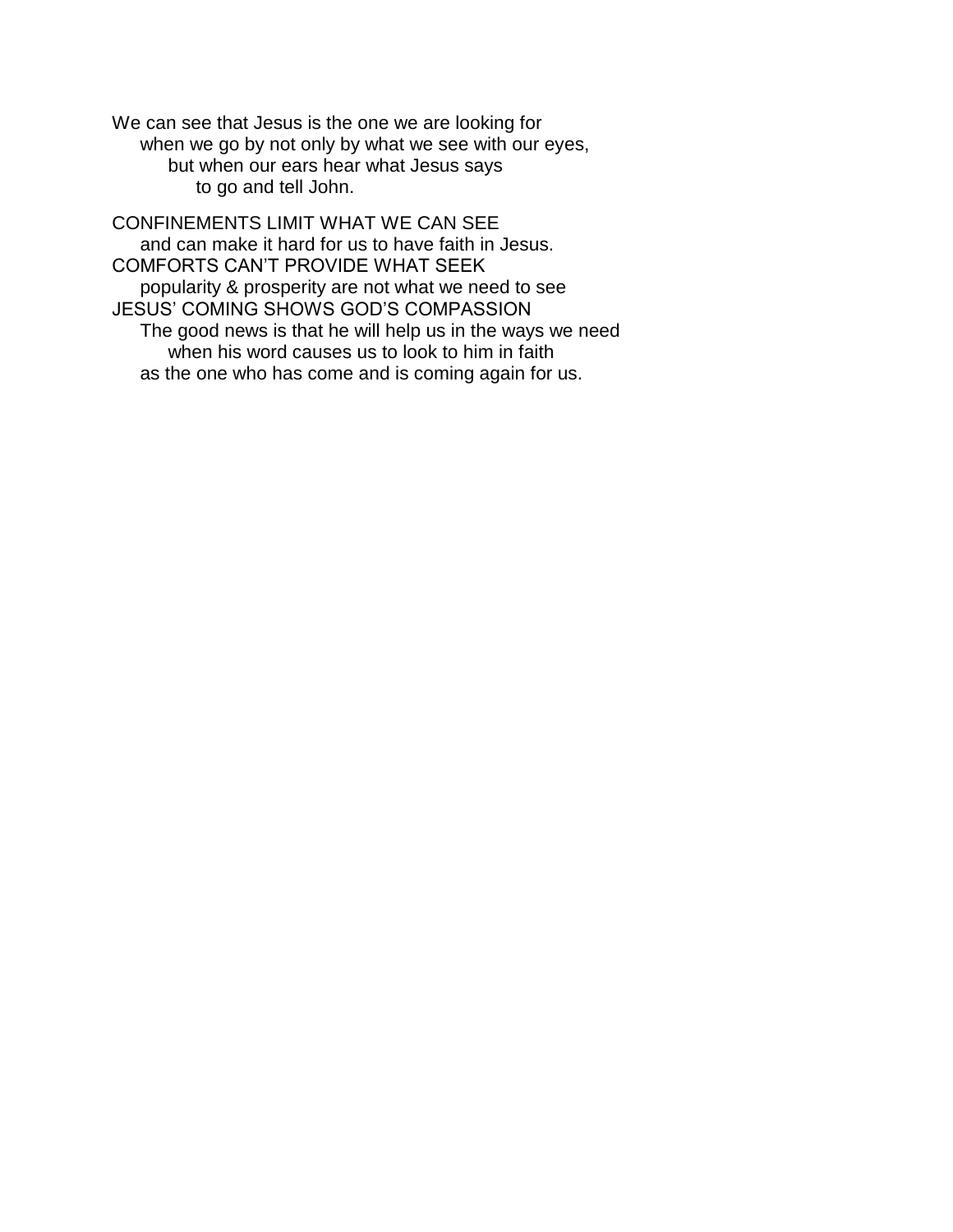We can see that Jesus is the one we are looking for
when we go by not only by what we see with our eyes,
but when our ears hear what Jesus says
to go and tell John.

CONFINEMENTS LIMIT WHAT WE CAN SEE
and can make it hard for us to have faith in Jesus.
COMFORTS CAN'T PROVIDE WHAT SEEK
popularity & prosperity are not what we need to see
JESUS' COMING SHOWS GOD'S COMPASSION
The good news is that he will help us in the ways we need
when his word causes us to look to him in faith
as the one who has come and is coming again for us.